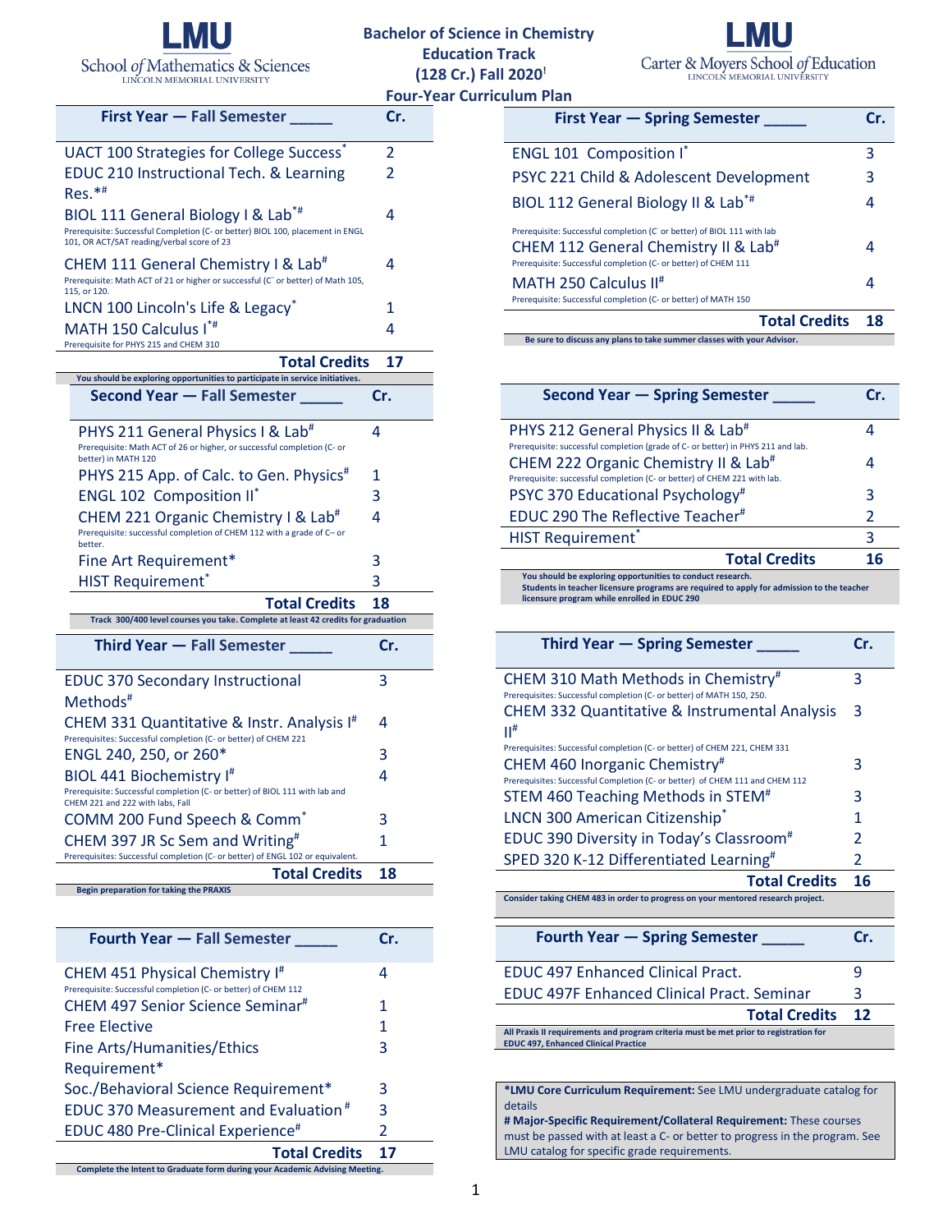LMU School *of* Mathematics & Sciences — Lincoln Memorial University

LMU Carter & Moyers School *of* Education — Lincoln Memorial University

# Bachelor of Science in Chemistry Education Track (128 Cr.) Fall 2020[!]

## Four-Year Curriculum Plan

| First Year — Fall Semester _____ | Cr. |
|---|---|
| UACT 100 Strategies for College Success* | 2 |
| EDUC 210 Instructional Tech. & Learning Res.*# | 2 |
| BIOL 111 General Biology I & Lab*# <br> Prerequisite: Successful Completion (C- or better) BIOL 100, placement in ENGL 101, OR ACT/SAT reading/verbal score of 23 | 4 |
| CHEM 111 General Chemistry I & Lab# <br> Prerequisite: Math ACT of 21 or higher or successful (C- or better) of Math 105, 115, or 120. | 4 |
| LNCN 100 Lincoln's Life & Legacy* | 1 |
| MATH 150 Calculus I*# <br> Prerequisite for PHYS 215 and CHEM 310 | 4 |
| **Total Credits** | **17** |

You should be exploring opportunities to participate in service initiatives.

| First Year — Spring Semester _____ | Cr. |
|---|---|
| ENGL 101 Composition I* | 3 |
| PSYC 221 Child & Adolescent Development | 3 |
| BIOL 112 General Biology II & Lab*# <br> Prerequisite: Successful completion (C- or better) of BIOL 111 with lab | 4 |
| CHEM 112 General Chemistry II & Lab# <br> Prerequisite: Successful completion (C- or better) of CHEM 111 | 4 |
| MATH 250 Calculus II# <br> Prerequisite: Successful completion (C- or better) of MATH 150 | 4 |
| **Total Credits** | **18** |

Be sure to discuss any plans to take summer classes with your Advisor.

| Second Year — Fall Semester _____ | Cr. |
|---|---|
| PHYS 211 General Physics I & Lab# <br> Prerequisite: Math ACT of 26 or higher, or successful completion (C- or better) in MATH 120 | 4 |
| PHYS 215 App. of Calc. to Gen. Physics# | 1 |
| ENGL 102 Composition II* | 3 |
| CHEM 221 Organic Chemistry I & Lab# <br> Prerequisite: successful completion of CHEM 112 with a grade of C– or better. | 4 |
| Fine Art Requirement* | 3 |
| HIST Requirement* | 3 |
| **Total Credits** | **18** |

Track 300/400 level courses you take. Complete at least 42 credits for graduation

| Second Year — Spring Semester _____ | Cr. |
|---|---|
| PHYS 212 General Physics II & Lab# <br> Prerequisite: successful completion (grade of C- or better) in PHYS 211 and lab. | 4 |
| CHEM 222 Organic Chemistry II & Lab# <br> Prerequisite: successful completion (C- or better) of CHEM 221 with lab. | 4 |
| PSYC 370 Educational Psychology# | 3 |
| EDUC 290 The Reflective Teacher# | 2 |
| HIST Requirement* | 3 |
| **Total Credits** | **16** |

You should be exploring opportunities to conduct research.
Students in teacher licensure programs are required to apply for admission to the teacher licensure program while enrolled in EDUC 290

| Third Year — Fall Semester _____ | Cr. |
|---|---|
| EDUC 370 Secondary Instructional Methods# | 3 |
| CHEM 331 Quantitative & Instr. Analysis I# <br> Prerequisites: Successful completion (C- or better) of CHEM 221 | 4 |
| ENGL 240, 250, or 260* | 3 |
| BIOL 441 Biochemistry I# <br> Prerequisite: Successful completion (C- or better) of BIOL 111 with lab and CHEM 221 and 222 with labs, Fall | 4 |
| COMM 200 Fund Speech & Comm* | 3 |
| CHEM 397 JR Sc Sem and Writing# <br> Prerequisites: Successful completion (C- or better) of ENGL 102 or equivalent. | 1 |
| **Total Credits** | **18** |

Begin preparation for taking the PRAXIS

| Third Year — Spring Semester _____ | Cr. |
|---|---|
| CHEM 310 Math Methods in Chemistry# <br> Prerequisites: Successful completion (C- or better) of MATH 150, 250. | 3 |
| CHEM 332 Quantitative & Instrumental Analysis II# <br> Prerequisites: Successful completion (C- or better) of CHEM 221, CHEM 331 | 3 |
| CHEM 460 Inorganic Chemistry# <br> Prerequisites: Successful Completion (C- or better) of CHEM 111 and CHEM 112 | 3 |
| STEM 460 Teaching Methods in STEM# | 3 |
| LNCN 300 American Citizenship* | 1 |
| EDUC 390 Diversity in Today's Classroom# | 2 |
| SPED 320 K-12 Differentiated Learning# | 2 |
| **Total Credits** | **16** |

Consider taking CHEM 483 in order to progress on your mentored research project.

| Fourth Year — Fall Semester _____ | Cr. |
|---|---|
| CHEM 451 Physical Chemistry I# <br> Prerequisite: Successful completion (C- or better) of CHEM 112 | 4 |
| CHEM 497 Senior Science Seminar# | 1 |
| Free Elective | 1 |
| Fine Arts/Humanities/Ethics Requirement* | 3 |
| Soc./Behavioral Science Requirement* | 3 |
| EDUC 370 Measurement and Evaluation# | 3 |
| EDUC 480 Pre-Clinical Experience# | 2 |
| **Total Credits** | **17** |

Complete the Intent to Graduate form during your Academic Advising Meeting.

| Fourth Year — Spring Semester _____ | Cr. |
|---|---|
| EDUC 497 Enhanced Clinical Pract. | 9 |
| EDUC 497F Enhanced Clinical Pract. Seminar | 3 |
| **Total Credits** | **12** |

All Praxis II requirements and program criteria must be met prior to registration for EDUC 497, Enhanced Clinical Practice

**\*LMU Core Curriculum Requirement:** See LMU undergraduate catalog for details
**# Major-Specific Requirement/Collateral Requirement:** These courses must be passed with at least a C- or better to progress in the program. See LMU catalog for specific grade requirements.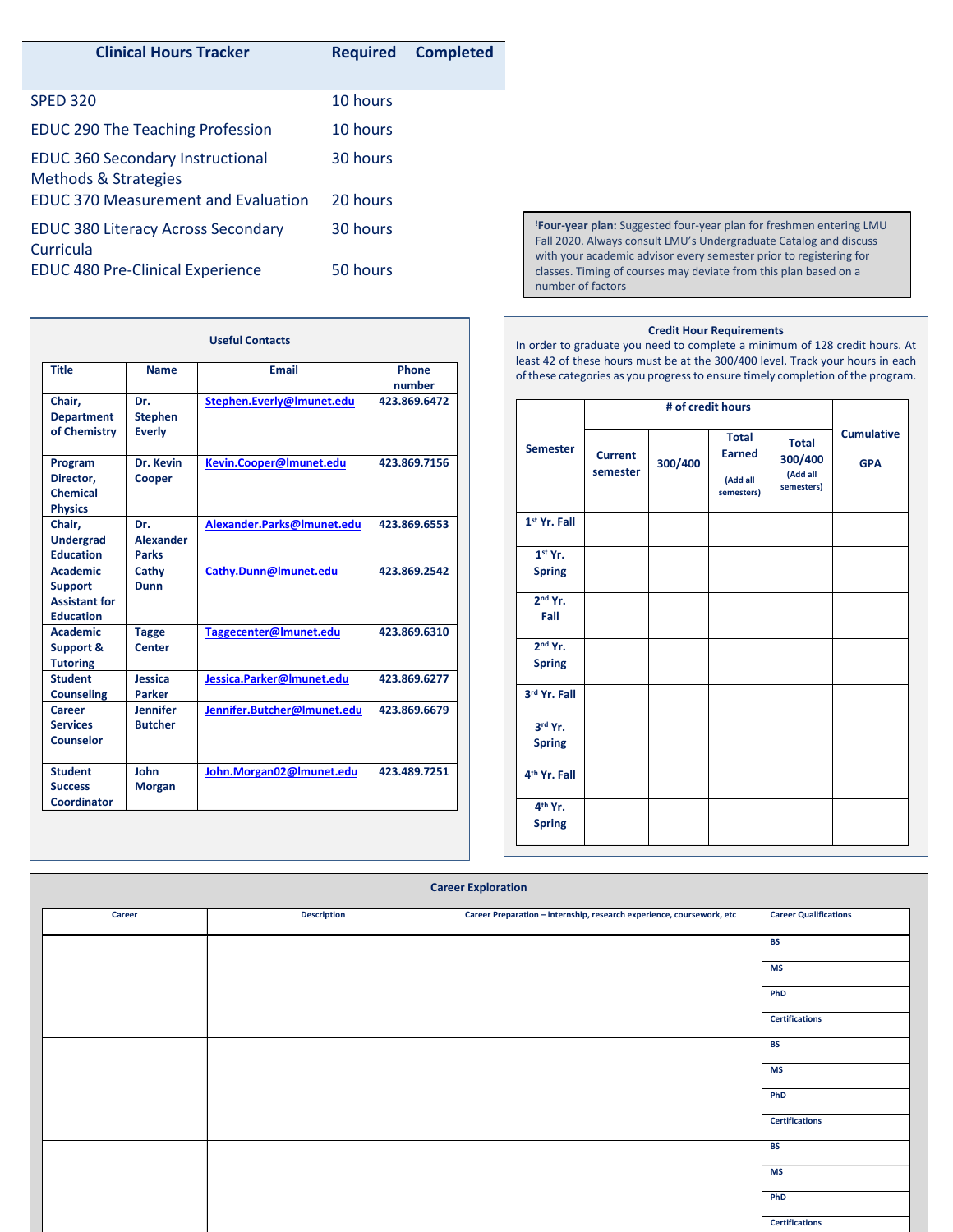| Clinical Hours Tracker | Required | Completed |
|---|---|---|
| SPED 320 | 10 hours | |
| EDUC 290 The Teaching Profession | 10 hours | |
| EDUC 360 Secondary Instructional Methods & Strategies | 30 hours | |
| EDUC 370 Measurement and Evaluation | 20 hours | |
| EDUC 380 Literacy Across Secondary Curricula | 30 hours | |
| EDUC 480 Pre-Clinical Experience | 50 hours | |

[i]**Four-year plan:** Suggested four-year plan for freshmen entering LMU Fall 2020. Always consult LMU's Undergraduate Catalog and discuss with your academic advisor every semester prior to registering for classes. Timing of courses may deviate from this plan based on a number of factors

### Useful Contacts

| Title | Name | Email | Phone number |
|---|---|---|---|
| Chair, Department of Chemistry | Dr. Stephen Everly | Stephen.Everly@lmunet.edu | 423.869.6472 |
| Program Director, Chemical Physics | Dr. Kevin Cooper | Kevin.Cooper@lmunet.edu | 423.869.7156 |
| Chair, Undergrad Education | Dr. Alexander Parks | Alexander.Parks@lmunet.edu | 423.869.6553 |
| Academic Support Assistant for Education | Cathy Dunn | Cathy.Dunn@lmunet.edu | 423.869.2542 |
| Academic Support & Tutoring | Tagge Center | Taggecenter@lmunet.edu | 423.869.6310 |
| Student Counseling | Jessica Parker | Jessica.Parker@lmunet.edu | 423.869.6277 |
| Career Services Counselor | Jennifer Butcher | Jennifer.Butcher@lmunet.edu | 423.869.6679 |
| Student Success Coordinator | John Morgan | John.Morgan02@lmunet.edu | 423.489.7251 |

### Credit Hour Requirements

In order to graduate you need to complete a minimum of 128 credit hours. At least 42 of these hours must be at the 300/400 level. Track your hours in each of these categories as you progress to ensure timely completion of the program.

| Semester | # of credit hours | | | | Cumulative GPA |
|---|---|---|---|---|---|
| | Current semester | 300/400 | Total Earned (Add all semesters) | Total 300/400 (Add all semesters) | |
| 1st Yr. Fall | | | | | |
| 1st Yr. Spring | | | | | |
| 2nd Yr. Fall | | | | | |
| 2nd Yr. Spring | | | | | |
| 3rd Yr. Fall | | | | | |
| 3rd Yr. Spring | | | | | |
| 4th Yr. Fall | | | | | |
| 4th Yr. Spring | | | | | |

### Career Exploration

| Career | Description | Career Preparation – internship, research experience, coursework, etc | Career Qualifications |
|---|---|---|---|
| | | | BS |
| | | | MS |
| | | | PhD |
| | | | Certifications |
| | | | BS |
| | | | MS |
| | | | PhD |
| | | | Certifications |
| | | | BS |
| | | | MS |
| | | | PhD |
| | | | Certifications |